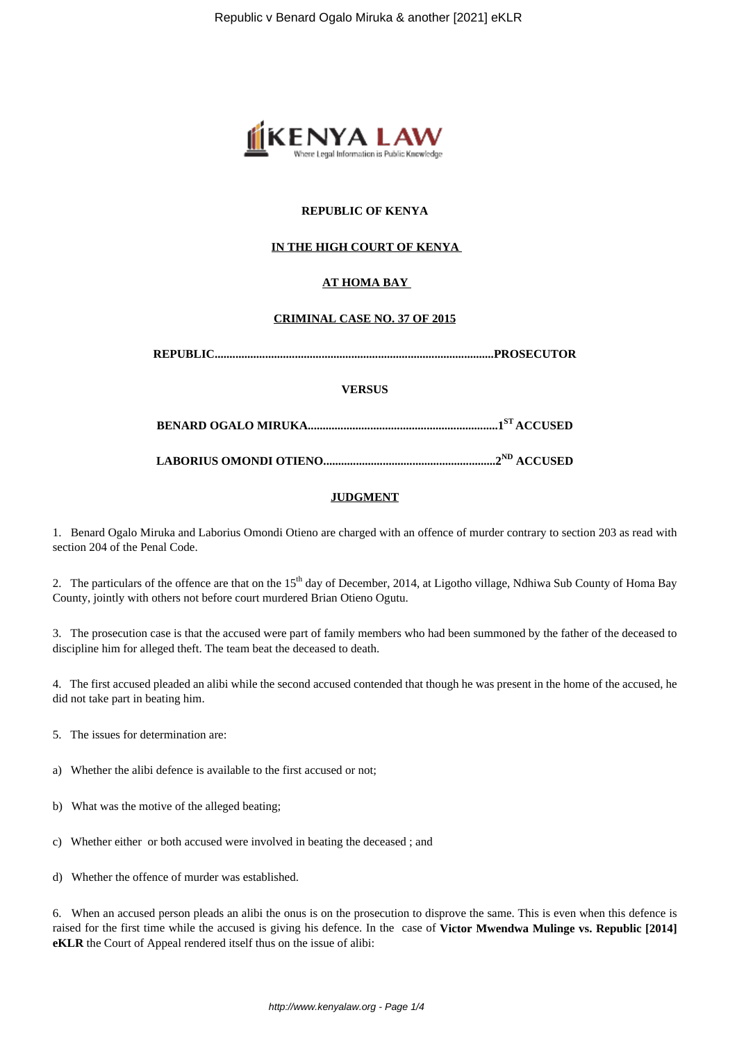**REPUBLIC OF KENYA**

**IN THE HIGH COURT OF KENYA**

**AT HOMA BAY**

**CRIMINAL CASE NO. 37 OF 2015**

**REPUBLIC.............................................................................................PROSECUTOR**

**VERSUS**

**BENARD OGALO MIRUKA................................................................1ST ACCUSED**

**LABORIUS OMONDI OTIENO..........................................................2ND ACCUSED**

**JUDGMENT**

1. Benard Ogalo Miruka and Laborius Omondi Otieno are charged with an offence of murder contrary to section 203 as read with section 204 of the Penal Code.

2. The particulars of the offence are that on the 15th day of December, 2014, at Ligotho village, Ndhiwa Sub County of Homa Bay County, jointly with others not before court murdered Brian Otieno Ogutu.

3. The prosecution case is that the accused were part of family members who had been summoned by the father of the deceased to discipline him for alleged theft. The team beat the deceased to death.

4. The first accused pleaded an alibi while the second accused contended that though he was present in the home of the accused, he did not take part in beating him.

5. The issues for determination are:

a) Whether the alibi defence is available to the first accused or not;

b) What was the motive of the alleged beating;

c) Whether either or both accused were involved in beating the deceased ; and

d) Whether the offence of murder was established.

6. When an accused person pleads an alibi the onus is on the prosecution to disprove the same. This is even when this defence is raised for the first time while the accused is giving his defence. In the case of **Victor Mwendwa Mulinge vs. Republic [2014] eKLR** the Court of Appeal rendered itself thus on the issue of alibi: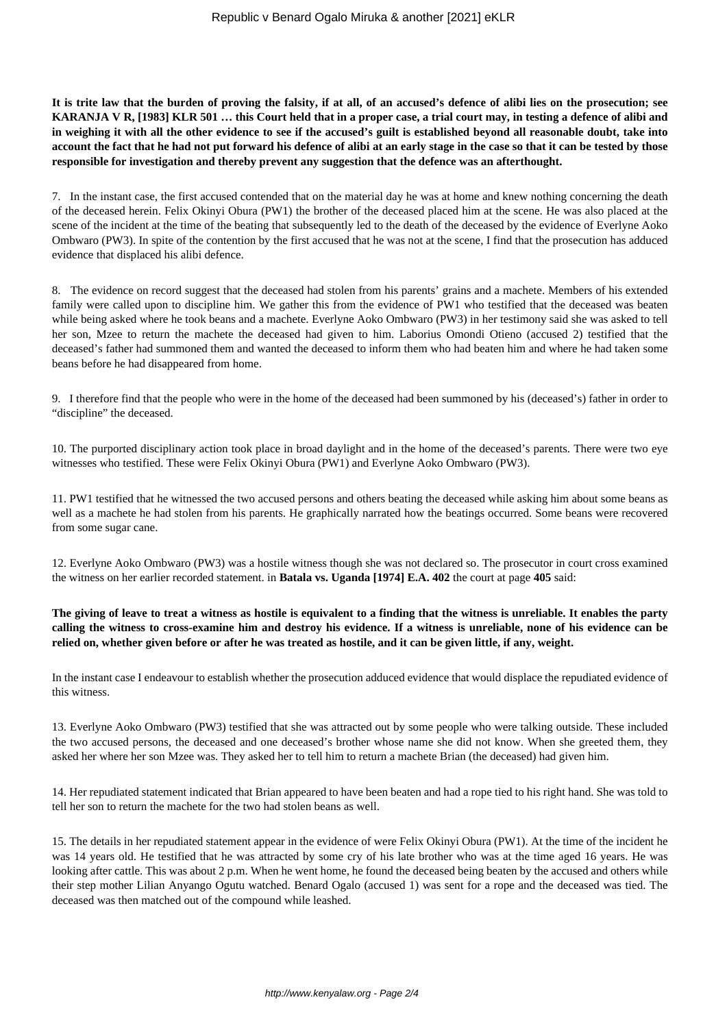**It is trite law that the burden of proving the falsity, if at all, of an accused's defence of alibi lies on the prosecution; see KARANJA V R, [1983] KLR 501 … this Court held that in a proper case, a trial court may, in testing a defence of alibi and in weighing it with all the other evidence to see if the accused's guilt is established beyond all reasonable doubt, take into account the fact that he had not put forward his defence of alibi at an early stage in the case so that it can be tested by those responsible for investigation and thereby prevent any suggestion that the defence was an afterthought.**

7. In the instant case, the first accused contended that on the material day he was at home and knew nothing concerning the death of the deceased herein. Felix Okinyi Obura (PW1) the brother of the deceased placed him at the scene. He was also placed at the scene of the incident at the time of the beating that subsequently led to the death of the deceased by the evidence of Everlyne Aoko Ombwaro (PW3). In spite of the contention by the first accused that he was not at the scene, I find that the prosecution has adduced evidence that displaced his alibi defence.

8. The evidence on record suggest that the deceased had stolen from his parents' grains and a machete. Members of his extended family were called upon to discipline him. We gather this from the evidence of PW1 who testified that the deceased was beaten while being asked where he took beans and a machete. Everlyne Aoko Ombwaro (PW3) in her testimony said she was asked to tell her son, Mzee to return the machete the deceased had given to him. Laborius Omondi Otieno (accused 2) testified that the deceased's father had summoned them and wanted the deceased to inform them who had beaten him and where he had taken some beans before he had disappeared from home.

9. I therefore find that the people who were in the home of the deceased had been summoned by his (deceased's) father in order to "discipline" the deceased.

10. The purported disciplinary action took place in broad daylight and in the home of the deceased's parents. There were two eye witnesses who testified. These were Felix Okinyi Obura (PW1) and Everlyne Aoko Ombwaro (PW3).

11. PW1 testified that he witnessed the two accused persons and others beating the deceased while asking him about some beans as well as a machete he had stolen from his parents. He graphically narrated how the beatings occurred. Some beans were recovered from some sugar cane.

12. Everlyne Aoko Ombwaro (PW3) was a hostile witness though she was not declared so. The prosecutor in court cross examined the witness on her earlier recorded statement. in **Batala vs. Uganda [1974] E.A. 402** the court at page **405** said:

**The giving of leave to treat a witness as hostile is equivalent to a finding that the witness is unreliable. It enables the party calling the witness to cross-examine him and destroy his evidence. If a witness is unreliable, none of his evidence can be relied on, whether given before or after he was treated as hostile, and it can be given little, if any, weight.**

In the instant case I endeavour to establish whether the prosecution adduced evidence that would displace the repudiated evidence of this witness.

13. Everlyne Aoko Ombwaro (PW3) testified that she was attracted out by some people who were talking outside. These included the two accused persons, the deceased and one deceased's brother whose name she did not know. When she greeted them, they asked her where her son Mzee was. They asked her to tell him to return a machete Brian (the deceased) had given him.

14. Her repudiated statement indicated that Brian appeared to have been beaten and had a rope tied to his right hand. She was told to tell her son to return the machete for the two had stolen beans as well.

15. The details in her repudiated statement appear in the evidence of were Felix Okinyi Obura (PW1). At the time of the incident he was 14 years old. He testified that he was attracted by some cry of his late brother who was at the time aged 16 years. He was looking after cattle. This was about 2 p.m. When he went home, he found the deceased being beaten by the accused and others while their step mother Lilian Anyango Ogutu watched. Benard Ogalo (accused 1) was sent for a rope and the deceased was tied. The deceased was then matched out of the compound while leashed.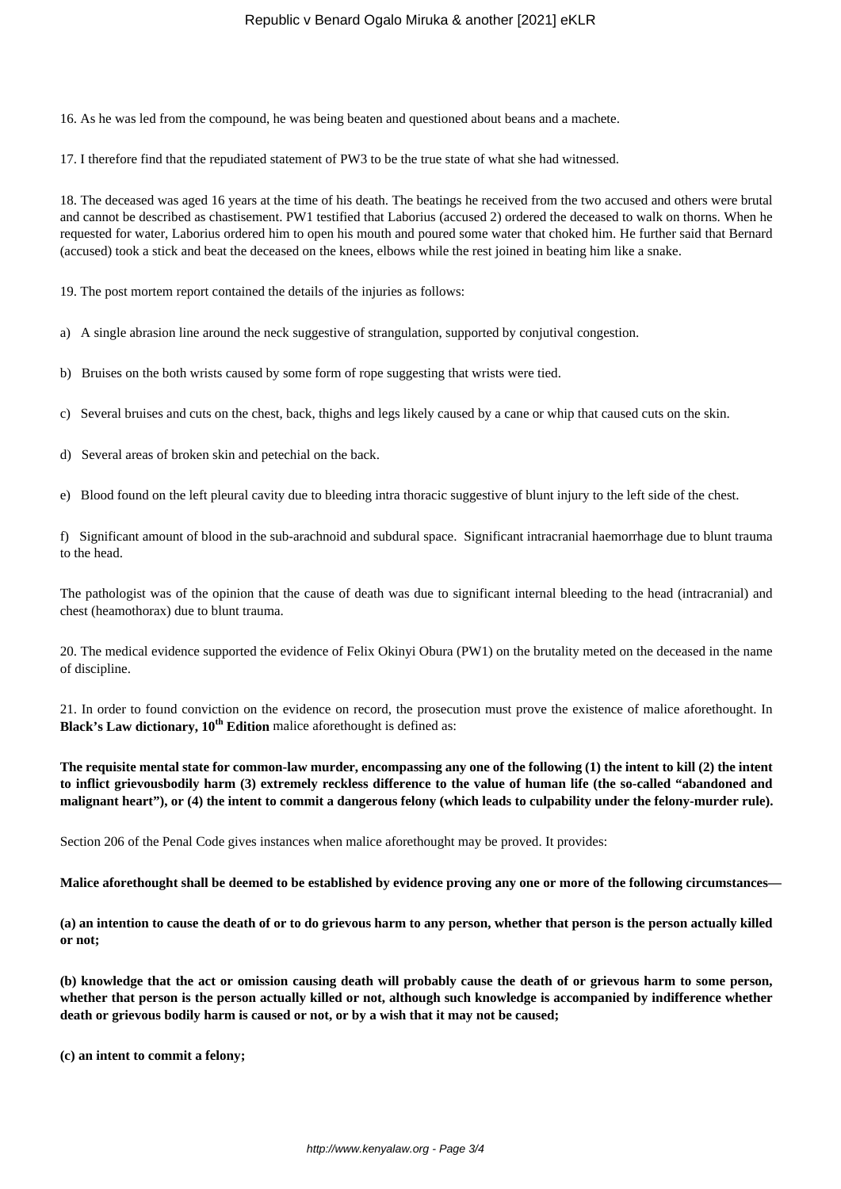16. As he was led from the compound, he was being beaten and questioned about beans and a machete.

17. I therefore find that the repudiated statement of PW3 to be the true state of what she had witnessed.

18. The deceased was aged 16 years at the time of his death. The beatings he received from the two accused and others were brutal and cannot be described as chastisement. PW1 testified that Laborius (accused 2) ordered the deceased to walk on thorns. When he requested for water, Laborius ordered him to open his mouth and poured some water that choked him. He further said that Bernard (accused) took a stick and beat the deceased on the knees, elbows while the rest joined in beating him like a snake.

19. The post mortem report contained the details of the injuries as follows:

a) A single abrasion line around the neck suggestive of strangulation, supported by conjutival congestion.

b) Bruises on the both wrists caused by some form of rope suggesting that wrists were tied.

c) Several bruises and cuts on the chest, back, thighs and legs likely caused by a cane or whip that caused cuts on the skin.

d) Several areas of broken skin and petechial on the back.

e) Blood found on the left pleural cavity due to bleeding intra thoracic suggestive of blunt injury to the left side of the chest.

f) Significant amount of blood in the sub-arachnoid and subdural space. Significant intracranial haemorrhage due to blunt trauma to the head.

The pathologist was of the opinion that the cause of death was due to significant internal bleeding to the head (intracranial) and chest (heamothorax) due to blunt trauma.

20. The medical evidence supported the evidence of Felix Okinyi Obura (PW1) on the brutality meted on the deceased in the name of discipline.

21. In order to found conviction on the evidence on record, the prosecution must prove the existence of malice aforethought. In **Black's Law dictionary, 10th Edition** malice aforethought is defined as:

**The requisite mental state for common-law murder, encompassing any one of the following (1) the intent to kill (2) the intent to inflict grievousbodily harm (3) extremely reckless difference to the value of human life (the so-called "abandoned and malignant heart"), or (4) the intent to commit a dangerous felony (which leads to culpability under the felony-murder rule).**

Section 206 of the Penal Code gives instances when malice aforethought may be proved. It provides:

**Malice aforethought shall be deemed to be established by evidence proving any one or more of the following circumstances—**

**(a) an intention to cause the death of or to do grievous harm to any person, whether that person is the person actually killed or not;**

**(b) knowledge that the act or omission causing death will probably cause the death of or grievous harm to some person, whether that person is the person actually killed or not, although such knowledge is accompanied by indifference whether death or grievous bodily harm is caused or not, or by a wish that it may not be caused;**

**(c) an intent to commit a felony;**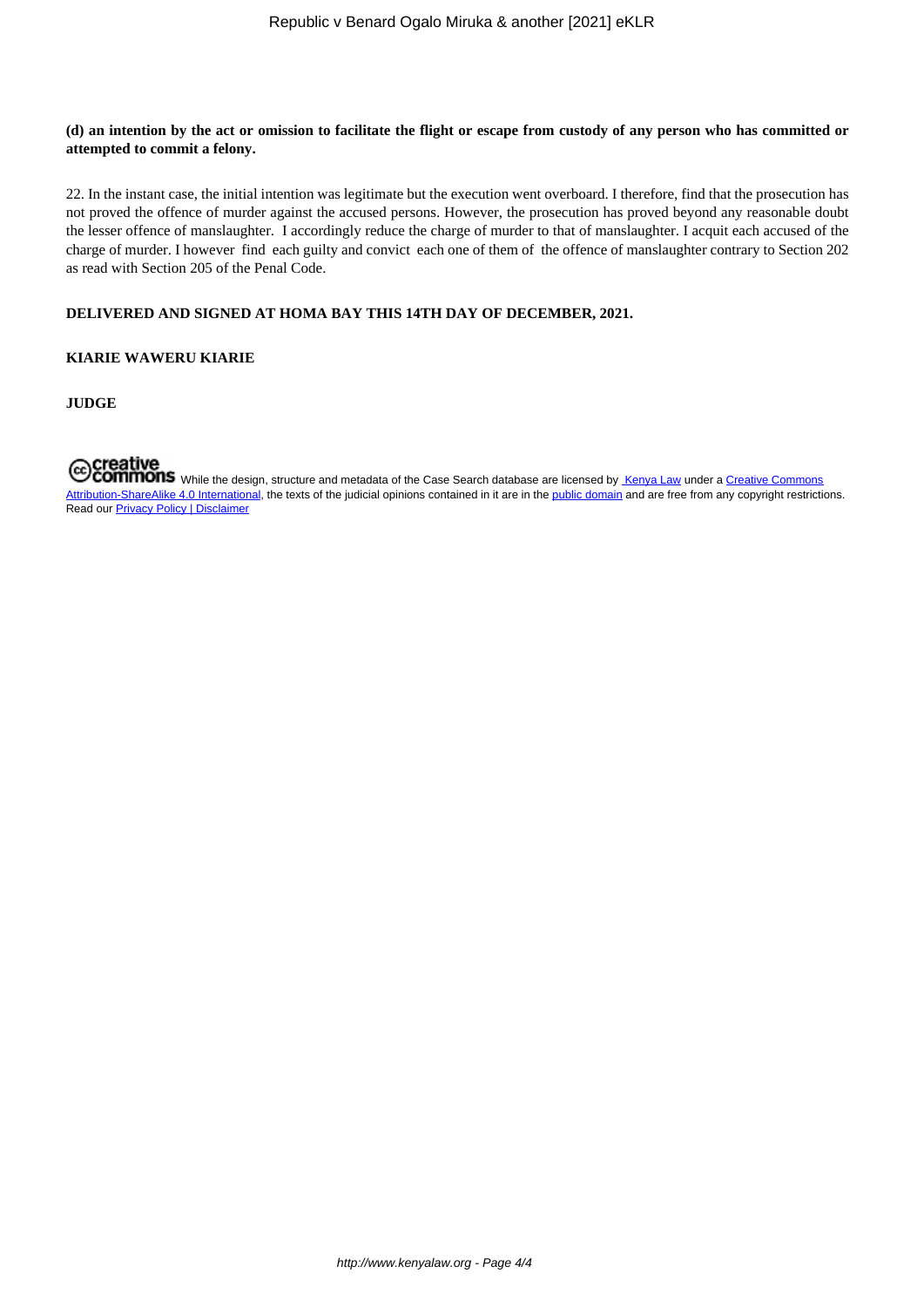**(d) an intention by the act or omission to facilitate the flight or escape from custody of any person who has committed or attempted to commit a felony.**

22. In the instant case, the initial intention was legitimate but the execution went overboard. I therefore, find that the prosecution has not proved the offence of murder against the accused persons. However, the prosecution has proved beyond any reasonable doubt the lesser offence of manslaughter. I accordingly reduce the charge of murder to that of manslaughter. I acquit each accused of the charge of murder. I however find each guilty and convict each one of them of the offence of manslaughter contrary to Section 202 as read with Section 205 of the Penal Code.

**DELIVERED AND SIGNED AT HOMA BAY THIS 14TH DAY OF DECEMBER, 2021.**

**KIARIE WAWERU KIARIE**

**JUDGE**

creative commons While the design, structure and metadata of the Case Search database are licensed by Kenya Law under a Creative Commons Attribution-ShareAlike 4.0 International, the texts of the judicial opinions contained in it are in the public domain and are free from any copyright restrictions. Read our Privacy Policy | Disclaimer